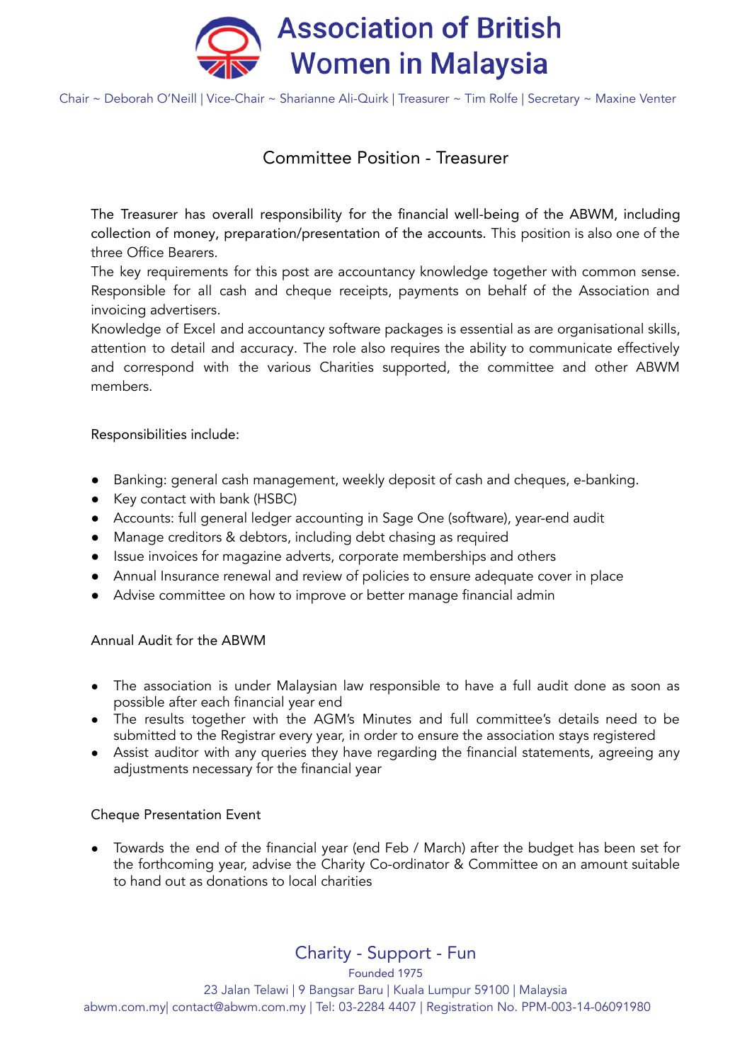# Association of British Women in Malaysia

Chair ~ Deborah O'Neill | Vice-Chair ~ Sharianne Ali-Quirk | Treasurer ~ Tim Rolfe | Secretary ~ Maxine Venter

## Committee Position - Treasurer

The Treasurer has overall responsibility for the financial well-being of the ABWM, including collection of money, preparation/presentation of the accounts. This position is also one of the three Office Bearers.

The key requirements for this post are accountancy knowledge together with common sense. Responsible for all cash and cheque receipts, payments on behalf of the Association and invoicing advertisers.

Knowledge of Excel and accountancy software packages is essential as are organisational skills, attention to detail and accuracy. The role also requires the ability to communicate effectively and correspond with the various Charities supported, the committee and other ABWM members.

Responsibilities include:

- Banking: general cash management, weekly deposit of cash and cheques, e-banking.
- Key contact with bank (HSBC)
- Accounts: full general ledger accounting in Sage One (software), year-end audit
- Manage creditors & debtors, including debt chasing as required
- Issue invoices for magazine adverts, corporate memberships and others
- Annual Insurance renewal and review of policies to ensure adequate cover in place
- Advise committee on how to improve or better manage financial admin

Annual Audit for the ABWM

- The association is under Malaysian law responsible to have a full audit done as soon as possible after each financial year end
- The results together with the AGM's Minutes and full committee's details need to be submitted to the Registrar every year, in order to ensure the association stays registered
- Assist auditor with any queries they have regarding the financial statements, agreeing any adjustments necessary for the financial year

Cheque Presentation Event

- Towards the end of the financial year (end Feb / March) after the budget has been set for the forthcoming year, advise the Charity Co-ordinator & Committee on an amount suitable to hand out as donations to local charities

Charity - Support - Fun

Founded 1975

23 Jalan Telawi | 9 Bangsar Baru | Kuala Lumpur 59100 | Malaysia

abwm.com.my| contact@abwm.com.my | Tel: 03-2284 4407 | Registration No. PPM-003-14-06091980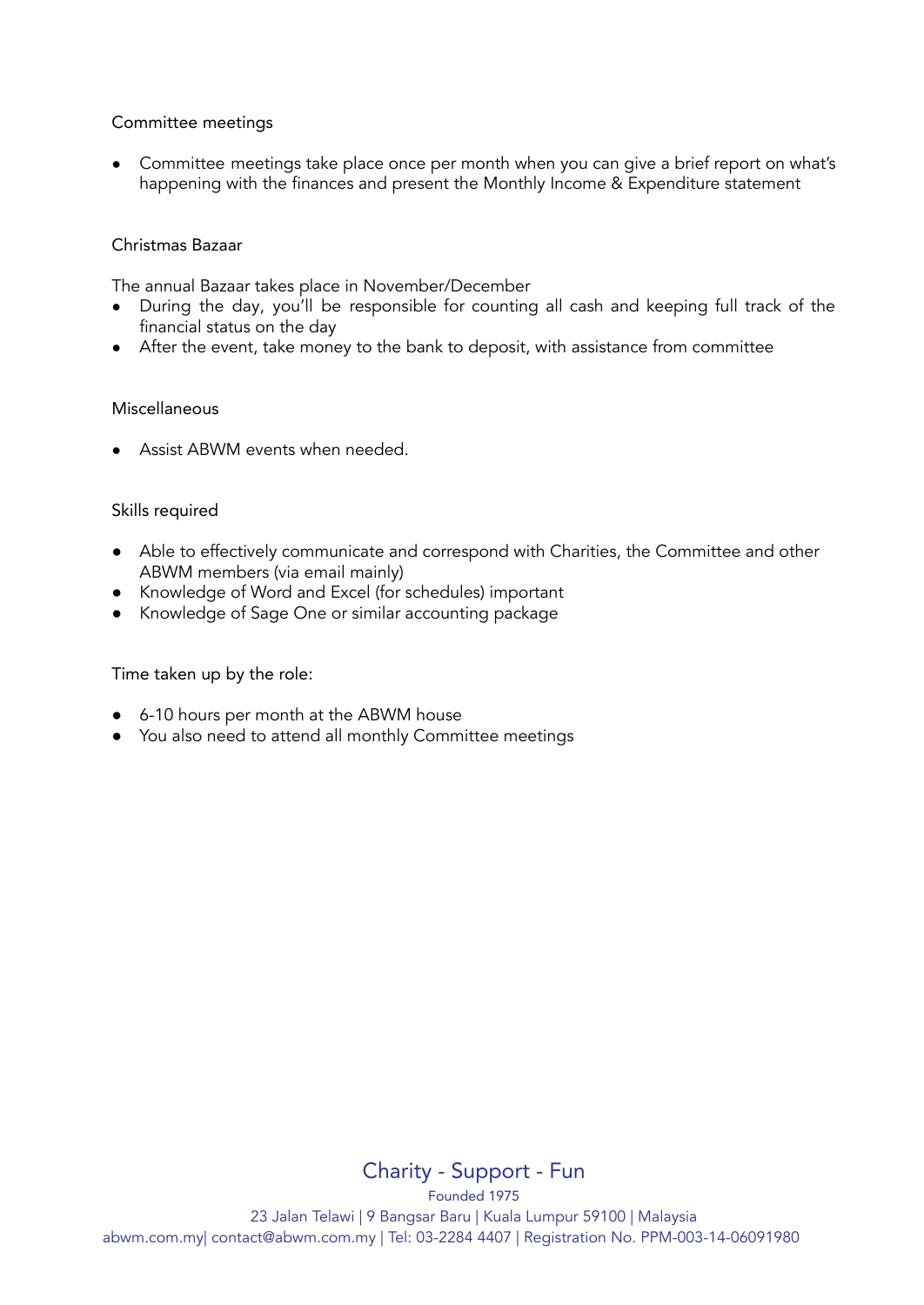### Committee meetings

- Committee meetings take place once per month when you can give a brief report on what's happening with the finances and present the Monthly Income & Expenditure statement

### Christmas Bazaar

The annual Bazaar takes place in November/December

- During the day, you'll be responsible for counting all cash and keeping full track of the financial status on the day
- After the event, take money to the bank to deposit, with assistance from committee

### Miscellaneous

- Assist ABWM events when needed.

### Skills required

- Able to effectively communicate and correspond with Charities, the Committee and other ABWM members (via email mainly)
- Knowledge of Word and Excel (for schedules) important
- Knowledge of Sage One or similar accounting package

### Time taken up by the role:

- 6-10 hours per month at the ABWM house
- You also need to attend all monthly Committee meetings